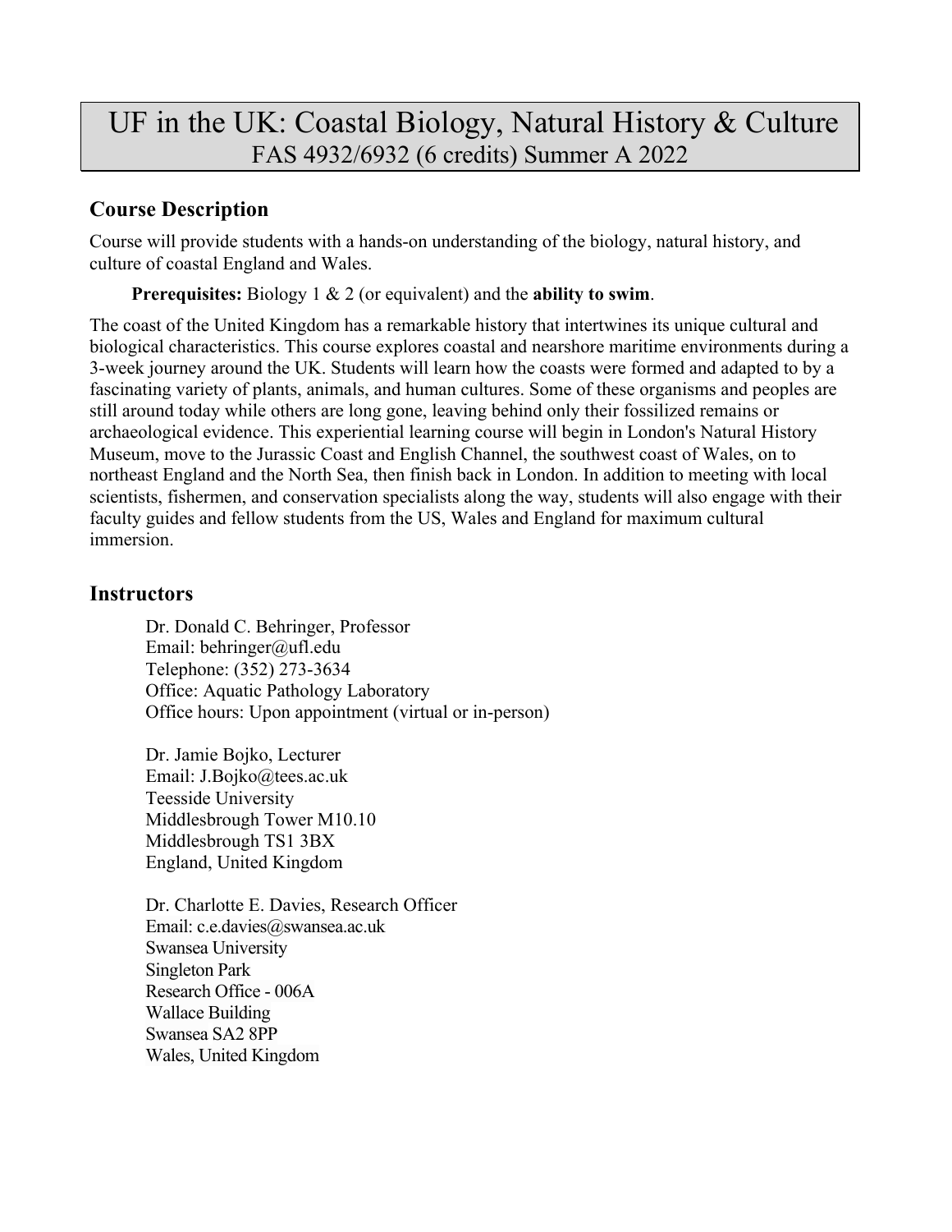# UF in the UK: Coastal Biology, Natural History & Culture

FAS 4932/6932 (6 credits) Summer A 2022

## Course Description

Course will provide students with a hands-on understanding of the biology, natural history, and culture of coastal England and Wales.

**Prerequisites:** Biology 1 & 2 (or equivalent) and the **ability to swim**.

The coast of the United Kingdom has a remarkable history that intertwines its unique cultural and biological characteristics. This course explores coastal and nearshore maritime environments during a 3-week journey around the UK. Students will learn how the coasts were formed and adapted to by a fascinating variety of plants, animals, and human cultures. Some of these organisms and peoples are still around today while others are long gone, leaving behind only their fossilized remains or archaeological evidence. This experiential learning course will begin in London's Natural History Museum, move to the Jurassic Coast and English Channel, the southwest coast of Wales, on to northeast England and the North Sea, then finish back in London. In addition to meeting with local scientists, fishermen, and conservation specialists along the way, students will also engage with their faculty guides and fellow students from the US, Wales and England for maximum cultural immersion.

## Instructors

Dr. Donald C. Behringer, Professor
Email: behringer@ufl.edu
Telephone: (352) 273-3634
Office: Aquatic Pathology Laboratory
Office hours: Upon appointment (virtual or in-person)

Dr. Jamie Bojko, Lecturer
Email: J.Bojko@tees.ac.uk
Teesside University
Middlesbrough Tower M10.10
Middlesbrough TS1 3BX
England, United Kingdom

Dr. Charlotte E. Davies, Research Officer
Email: c.e.davies@swansea.ac.uk
Swansea University
Singleton Park
Research Office - 006A
Wallace Building
Swansea SA2 8PP
Wales, United Kingdom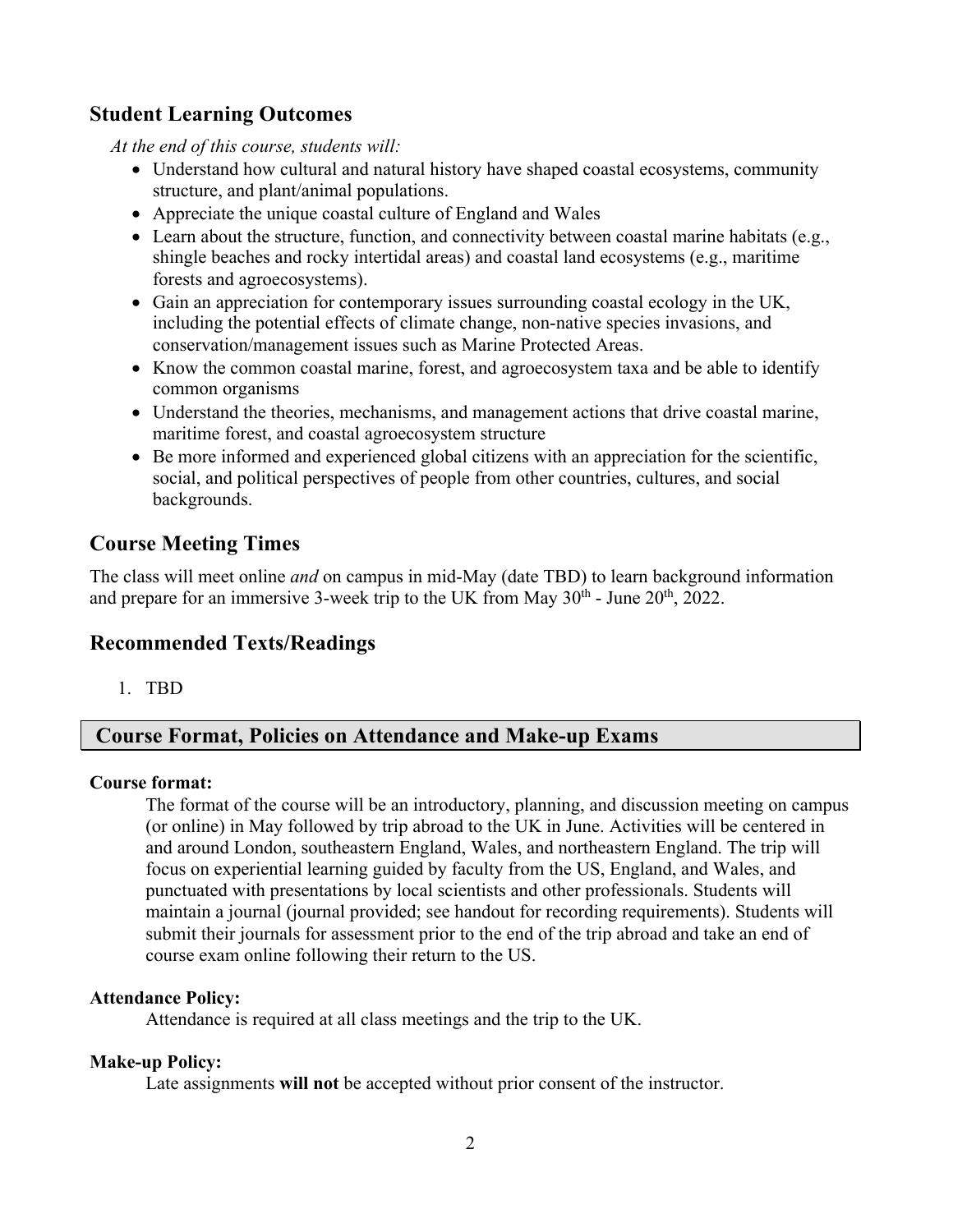## Student Learning Outcomes

*At the end of this course, students will:*

- Understand how cultural and natural history have shaped coastal ecosystems, community structure, and plant/animal populations.
- Appreciate the unique coastal culture of England and Wales
- Learn about the structure, function, and connectivity between coastal marine habitats (e.g., shingle beaches and rocky intertidal areas) and coastal land ecosystems (e.g., maritime forests and agroecosystems).
- Gain an appreciation for contemporary issues surrounding coastal ecology in the UK, including the potential effects of climate change, non-native species invasions, and conservation/management issues such as Marine Protected Areas.
- Know the common coastal marine, forest, and agroecosystem taxa and be able to identify common organisms
- Understand the theories, mechanisms, and management actions that drive coastal marine, maritime forest, and coastal agroecosystem structure
- Be more informed and experienced global citizens with an appreciation for the scientific, social, and political perspectives of people from other countries, cultures, and social backgrounds.

## Course Meeting Times

The class will meet online *and* on campus in mid-May (date TBD) to learn background information and prepare for an immersive 3-week trip to the UK from May 30th - June 20th, 2022.

## Recommended Texts/Readings

1. TBD

## Course Format, Policies on Attendance and Make-up Exams

**Course format:**

The format of the course will be an introductory, planning, and discussion meeting on campus (or online) in May followed by trip abroad to the UK in June. Activities will be centered in and around London, southeastern England, Wales, and northeastern England. The trip will focus on experiential learning guided by faculty from the US, England, and Wales, and punctuated with presentations by local scientists and other professionals. Students will maintain a journal (journal provided; see handout for recording requirements). Students will submit their journals for assessment prior to the end of the trip abroad and take an end of course exam online following their return to the US.

**Attendance Policy:**

Attendance is required at all class meetings and the trip to the UK.

**Make-up Policy:**

Late assignments **will not** be accepted without prior consent of the instructor.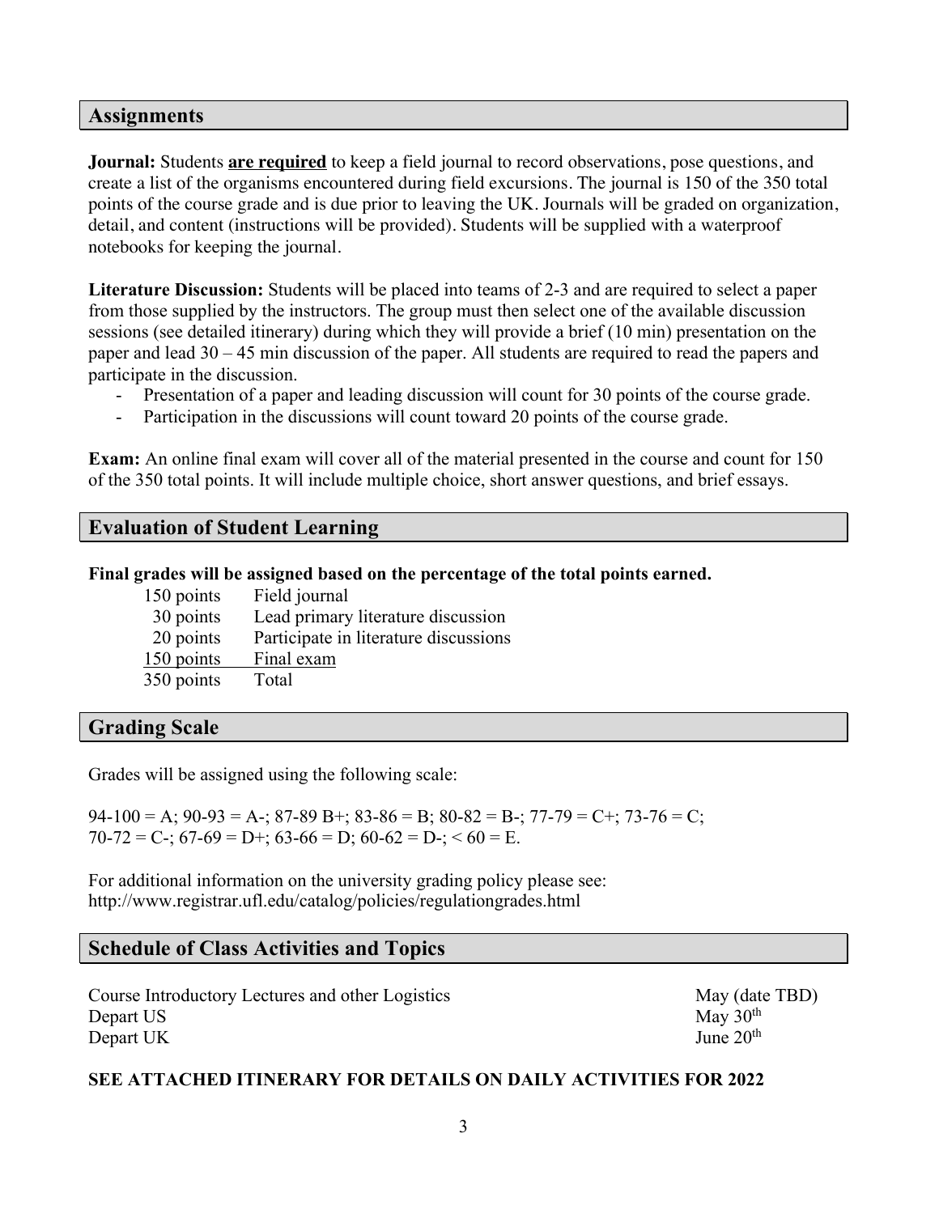## Assignments

**Journal:** Students **are required** to keep a field journal to record observations, pose questions, and create a list of the organisms encountered during field excursions. The journal is 150 of the 350 total points of the course grade and is due prior to leaving the UK. Journals will be graded on organization, detail, and content (instructions will be provided). Students will be supplied with a waterproof notebooks for keeping the journal.

**Literature Discussion:** Students will be placed into teams of 2-3 and are required to select a paper from those supplied by the instructors. The group must then select one of the available discussion sessions (see detailed itinerary) during which they will provide a brief (10 min) presentation on the paper and lead 30 – 45 min discussion of the paper. All students are required to read the papers and participate in the discussion.

- Presentation of a paper and leading discussion will count for 30 points of the course grade.
- Participation in the discussions will count toward 20 points of the course grade.

**Exam:** An online final exam will cover all of the material presented in the course and count for 150 of the 350 total points. It will include multiple choice, short answer questions, and brief essays.

## Evaluation of Student Learning

**Final grades will be assigned based on the percentage of the total points earned.**

| Points | Item |
|---|---|
| 150 points | Field journal |
| 30 points | Lead primary literature discussion |
| 20 points | Participate in literature discussions |
| 150 points | Final exam |
| 350 points | Total |

## Grading Scale

Grades will be assigned using the following scale:

94-100 = A; 90-93 = A-; 87-89 B+; 83-86 = B; 80-82 = B-; 77-79 = C+; 73-76 = C; 70-72 = C-; 67-69 = D+; 63-66 = D; 60-62 = D-; < 60 = E.

For additional information on the university grading policy please see: http://www.registrar.ufl.edu/catalog/policies/regulationgrades.html

## Schedule of Class Activities and Topics

| Activity | Date |
|---|---|
| Course Introductory Lectures and other Logistics | May (date TBD) |
| Depart US | May 30th |
| Depart UK | June 20th |

**SEE ATTACHED ITINERARY FOR DETAILS ON DAILY ACTIVITIES FOR 2022**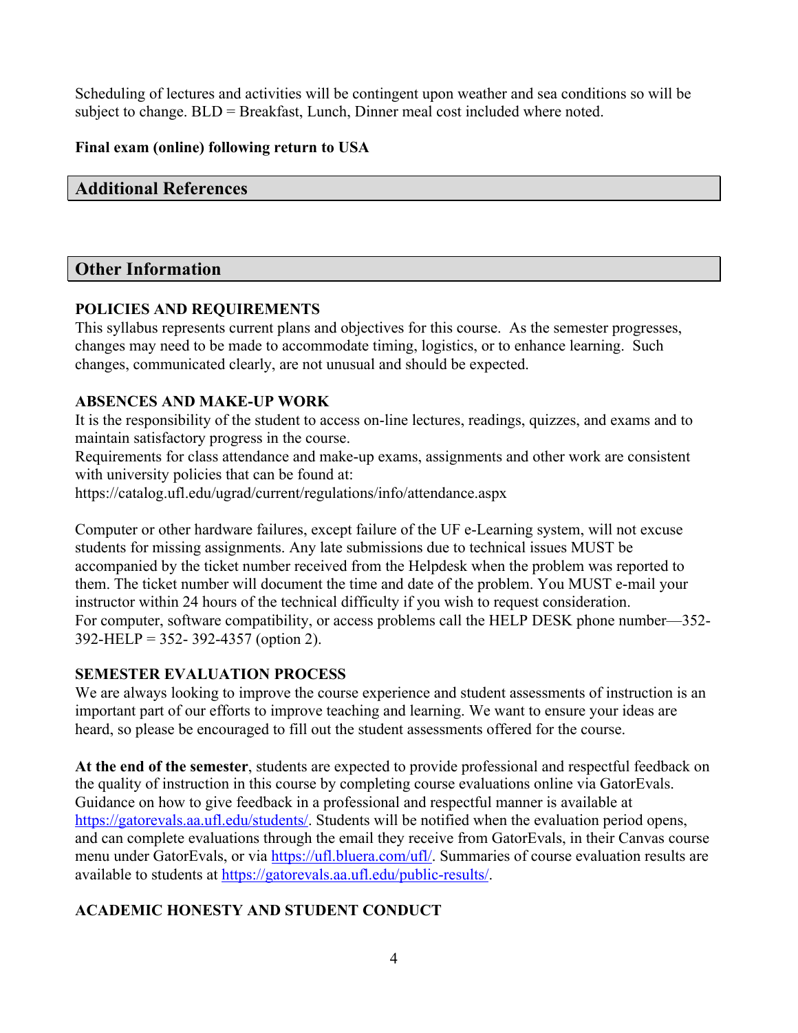Scheduling of lectures and activities will be contingent upon weather and sea conditions so will be subject to change. BLD = Breakfast, Lunch, Dinner meal cost included where noted.

**Final exam (online) following return to USA**

## Additional References

## Other Information

### POLICIES AND REQUIREMENTS

This syllabus represents current plans and objectives for this course. As the semester progresses, changes may need to be made to accommodate timing, logistics, or to enhance learning. Such changes, communicated clearly, are not unusual and should be expected.

### ABSENCES AND MAKE-UP WORK

It is the responsibility of the student to access on-line lectures, readings, quizzes, and exams and to maintain satisfactory progress in the course.

Requirements for class attendance and make-up exams, assignments and other work are consistent with university policies that can be found at:

https://catalog.ufl.edu/ugrad/current/regulations/info/attendance.aspx

Computer or other hardware failures, except failure of the UF e-Learning system, will not excuse students for missing assignments. Any late submissions due to technical issues MUST be accompanied by the ticket number received from the Helpdesk when the problem was reported to them. The ticket number will document the time and date of the problem. You MUST e-mail your instructor within 24 hours of the technical difficulty if you wish to request consideration.

For computer, software compatibility, or access problems call the HELP DESK phone number—352-392-HELP = 352- 392-4357 (option 2).

### SEMESTER EVALUATION PROCESS

We are always looking to improve the course experience and student assessments of instruction is an important part of our efforts to improve teaching and learning. We want to ensure your ideas are heard, so please be encouraged to fill out the student assessments offered for the course.

**At the end of the semester**, students are expected to provide professional and respectful feedback on the quality of instruction in this course by completing course evaluations online via GatorEvals. Guidance on how to give feedback in a professional and respectful manner is available at https://gatorevals.aa.ufl.edu/students/. Students will be notified when the evaluation period opens, and can complete evaluations through the email they receive from GatorEvals, in their Canvas course menu under GatorEvals, or via https://ufl.bluera.com/ufl/. Summaries of course evaluation results are available to students at https://gatorevals.aa.ufl.edu/public-results/.

### ACADEMIC HONESTY AND STUDENT CONDUCT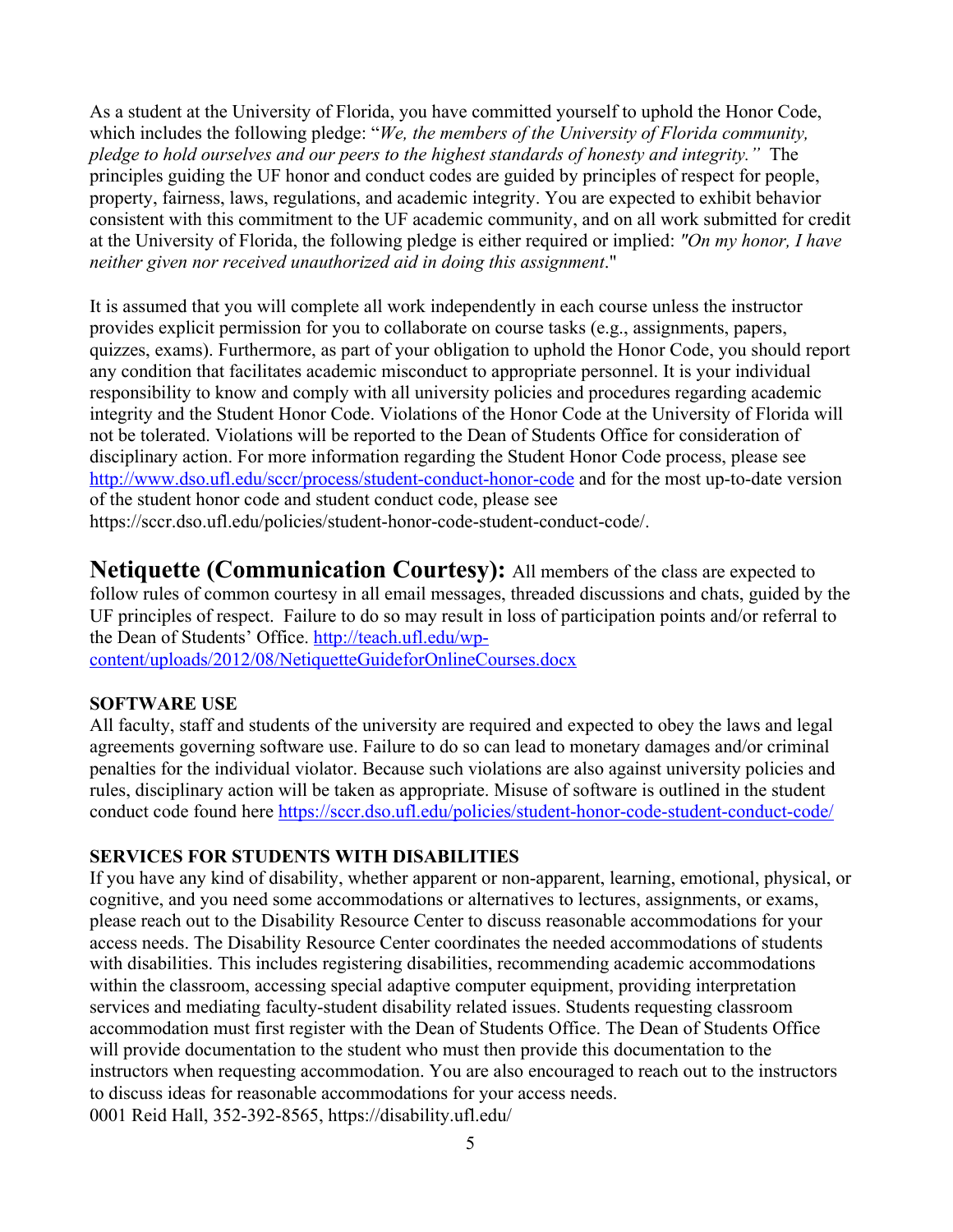As a student at the University of Florida, you have committed yourself to uphold the Honor Code, which includes the following pledge: "*We, the members of the University of Florida community, pledge to hold ourselves and our peers to the highest standards of honesty and integrity."* The principles guiding the UF honor and conduct codes are guided by principles of respect for people, property, fairness, laws, regulations, and academic integrity. You are expected to exhibit behavior consistent with this commitment to the UF academic community, and on all work submitted for credit at the University of Florida, the following pledge is either required or implied: *"On my honor, I have neither given nor received unauthorized aid in doing this assignment*."

It is assumed that you will complete all work independently in each course unless the instructor provides explicit permission for you to collaborate on course tasks (e.g., assignments, papers, quizzes, exams). Furthermore, as part of your obligation to uphold the Honor Code, you should report any condition that facilitates academic misconduct to appropriate personnel. It is your individual responsibility to know and comply with all university policies and procedures regarding academic integrity and the Student Honor Code. Violations of the Honor Code at the University of Florida will not be tolerated. Violations will be reported to the Dean of Students Office for consideration of disciplinary action. For more information regarding the Student Honor Code process, please see [http://www.dso.ufl.edu/sccr/process/student-conduct-honor-code](http://www.dso.ufl.edu/sccr/process/student-conduct-honor-code) and for the most up-to-date version of the student honor code and student conduct code, please see https://sccr.dso.ufl.edu/policies/student-honor-code-student-conduct-code/.

**Netiquette (Communication Courtesy):** All members of the class are expected to follow rules of common courtesy in all email messages, threaded discussions and chats, guided by the UF principles of respect. Failure to do so may result in loss of participation points and/or referral to the Dean of Students' Office. [http://teach.ufl.edu/wp-content/uploads/2012/08/NetiquetteGuideforOnlineCourses.docx](http://teach.ufl.edu/wp-content/uploads/2012/08/NetiquetteGuideforOnlineCourses.docx)

**SOFTWARE USE**

All faculty, staff and students of the university are required and expected to obey the laws and legal agreements governing software use. Failure to do so can lead to monetary damages and/or criminal penalties for the individual violator. Because such violations are also against university policies and rules, disciplinary action will be taken as appropriate. Misuse of software is outlined in the student conduct code found here [https://sccr.dso.ufl.edu/policies/student-honor-code-student-conduct-code/](https://sccr.dso.ufl.edu/policies/student-honor-code-student-conduct-code/)

**SERVICES FOR STUDENTS WITH DISABILITIES**

If you have any kind of disability, whether apparent or non-apparent, learning, emotional, physical, or cognitive, and you need some accommodations or alternatives to lectures, assignments, or exams, please reach out to the Disability Resource Center to discuss reasonable accommodations for your access needs. The Disability Resource Center coordinates the needed accommodations of students with disabilities. This includes registering disabilities, recommending academic accommodations within the classroom, accessing special adaptive computer equipment, providing interpretation services and mediating faculty-student disability related issues. Students requesting classroom accommodation must first register with the Dean of Students Office. The Dean of Students Office will provide documentation to the student who must then provide this documentation to the instructors when requesting accommodation. You are also encouraged to reach out to the instructors to discuss ideas for reasonable accommodations for your access needs.
0001 Reid Hall, 352-392-8565, https://disability.ufl.edu/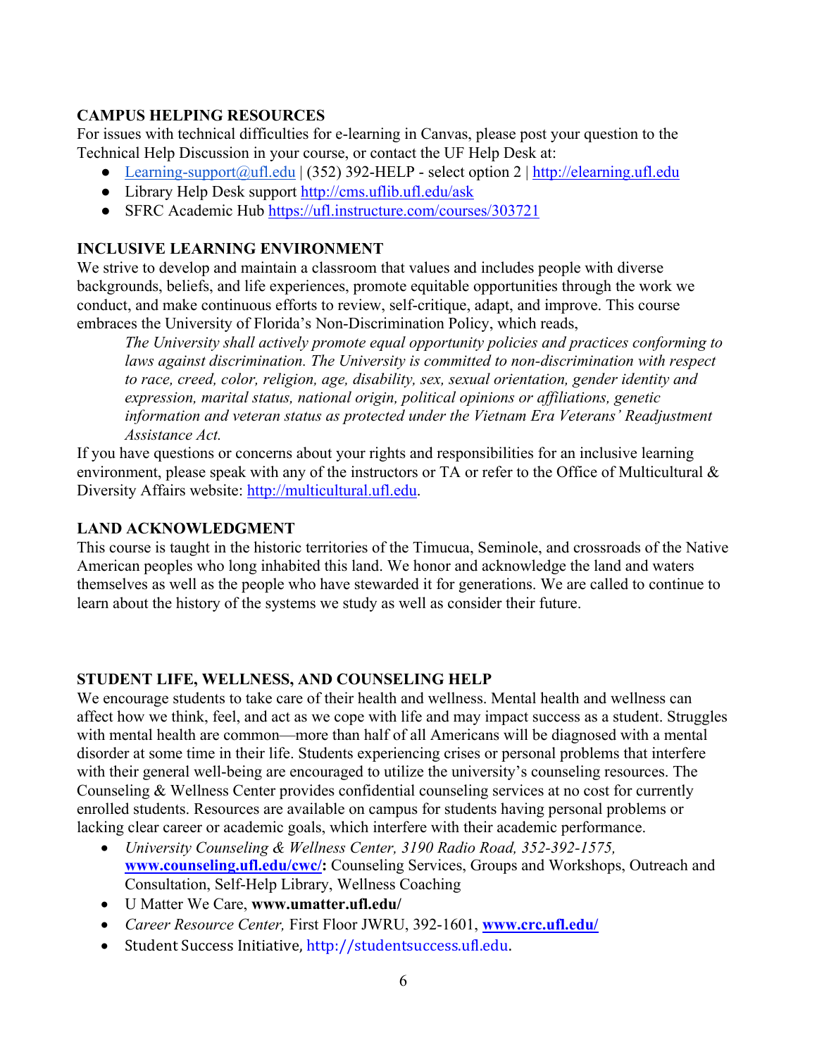## CAMPUS HELPING RESOURCES

For issues with technical difficulties for e-learning in Canvas, please post your question to the Technical Help Discussion in your course, or contact the UF Help Desk at:

- Learning-support@ufl.edu | (352) 392-HELP - select option 2 | http://elearning.ufl.edu
- Library Help Desk support http://cms.uflib.ufl.edu/ask
- SFRC Academic Hub https://ufl.instructure.com/courses/303721

## INCLUSIVE LEARNING ENVIRONMENT

We strive to develop and maintain a classroom that values and includes people with diverse backgrounds, beliefs, and life experiences, promote equitable opportunities through the work we conduct, and make continuous efforts to review, self-critique, adapt, and improve. This course embraces the University of Florida's Non-Discrimination Policy, which reads,

> *The University shall actively promote equal opportunity policies and practices conforming to laws against discrimination. The University is committed to non-discrimination with respect to race, creed, color, religion, age, disability, sex, sexual orientation, gender identity and expression, marital status, national origin, political opinions or affiliations, genetic information and veteran status as protected under the Vietnam Era Veterans' Readjustment Assistance Act.*

If you have questions or concerns about your rights and responsibilities for an inclusive learning environment, please speak with any of the instructors or TA or refer to the Office of Multicultural & Diversity Affairs website: http://multicultural.ufl.edu.

## LAND ACKNOWLEDGMENT

This course is taught in the historic territories of the Timucua, Seminole, and crossroads of the Native American peoples who long inhabited this land. We honor and acknowledge the land and waters themselves as well as the people who have stewarded it for generations. We are called to continue to learn about the history of the systems we study as well as consider their future.

## STUDENT LIFE, WELLNESS, AND COUNSELING HELP

We encourage students to take care of their health and wellness. Mental health and wellness can affect how we think, feel, and act as we cope with life and may impact success as a student. Struggles with mental health are common—more than half of all Americans will be diagnosed with a mental disorder at some time in their life. Students experiencing crises or personal problems that interfere with their general well-being are encouraged to utilize the university's counseling resources. The Counseling & Wellness Center provides confidential counseling services at no cost for currently enrolled students. Resources are available on campus for students having personal problems or lacking clear career or academic goals, which interfere with their academic performance.

- *University Counseling & Wellness Center, 3190 Radio Road, 352-392-1575,* **www.counseling.ufl.edu/cwc/:** Counseling Services, Groups and Workshops, Outreach and Consultation, Self-Help Library, Wellness Coaching
- U Matter We Care, **www.umatter.ufl.edu/**
- *Career Resource Center,* First Floor JWRU, 392-1601, **www.crc.ufl.edu/**
- Student Success Initiative, http://studentsuccess.ufl.edu.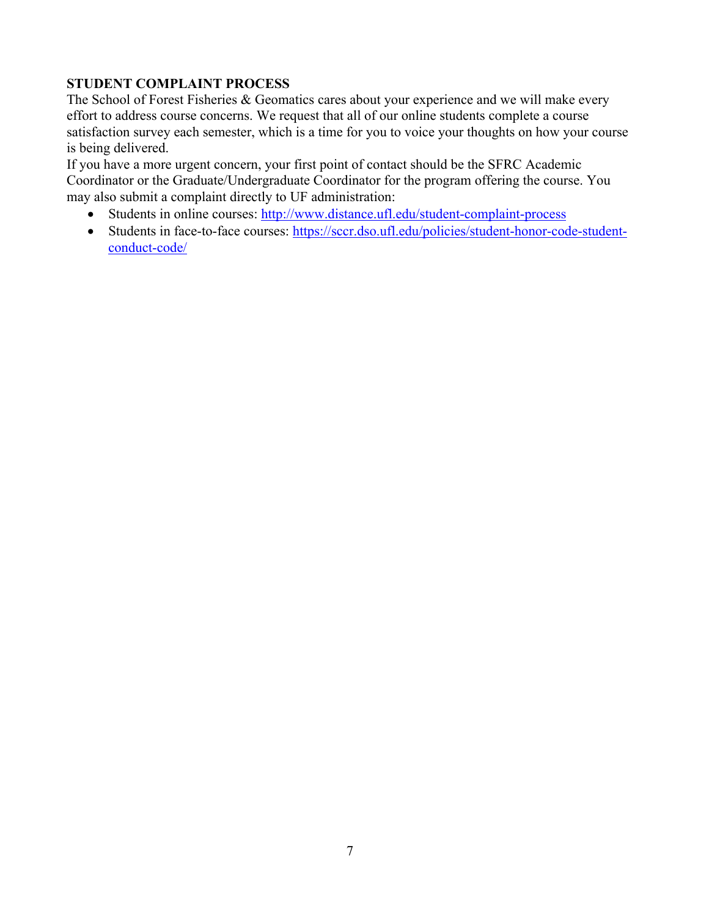**STUDENT COMPLAINT PROCESS**

The School of Forest Fisheries & Geomatics cares about your experience and we will make every effort to address course concerns. We request that all of our online students complete a course satisfaction survey each semester, which is a time for you to voice your thoughts on how your course is being delivered.

If you have a more urgent concern, your first point of contact should be the SFRC Academic Coordinator or the Graduate/Undergraduate Coordinator for the program offering the course. You may also submit a complaint directly to UF administration:

- Students in online courses: http://www.distance.ufl.edu/student-complaint-process
- Students in face-to-face courses: https://sccr.dso.ufl.edu/policies/student-honor-code-student-conduct-code/